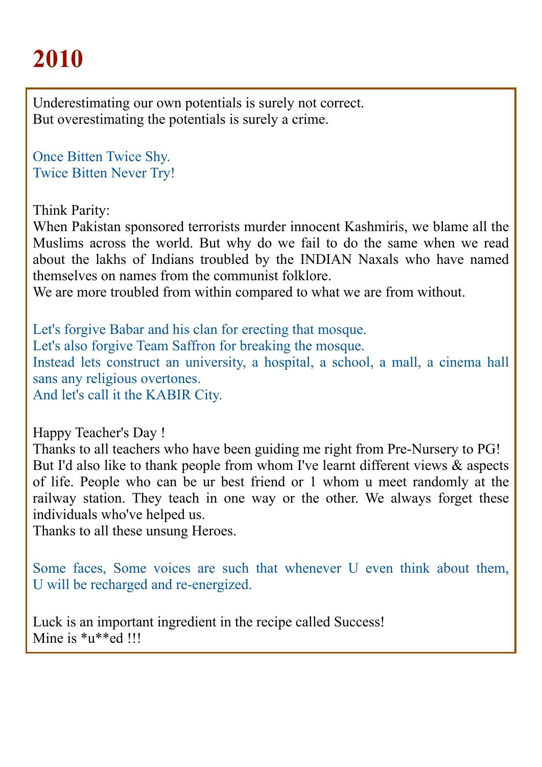# 2010

Underestimating our own potentials is surely not correct.
But overestimating the potentials is surely a crime.

Once Bitten Twice Shy.
Twice Bitten Never Try!

Think Parity:
When Pakistan sponsored terrorists murder innocent Kashmiris, we blame all the Muslims across the world. But why do we fail to do the same when we read about the lakhs of Indians troubled by the INDIAN Naxals who have named themselves on names from the communist folklore.
We are more troubled from within compared to what we are from without.

Let's forgive Babar and his clan for erecting that mosque.
Let's also forgive Team Saffron for breaking the mosque.
Instead lets construct an university, a hospital, a school, a mall, a cinema hall sans any religious overtones.
And let's call it the KABIR City.

Happy Teacher's Day !
Thanks to all teachers who have been guiding me right from Pre-Nursery to PG!
But I'd also like to thank people from whom I've learnt different views & aspects of life. People who can be ur best friend or 1 whom u meet randomly at the railway station. They teach in one way or the other. We always forget these individuals who've helped us.
Thanks to all these unsung Heroes.

Some faces, Some voices are such that whenever U even think about them, U will be recharged and re-energized.

Luck is an important ingredient in the recipe called Success!
Mine is *u**ed !!!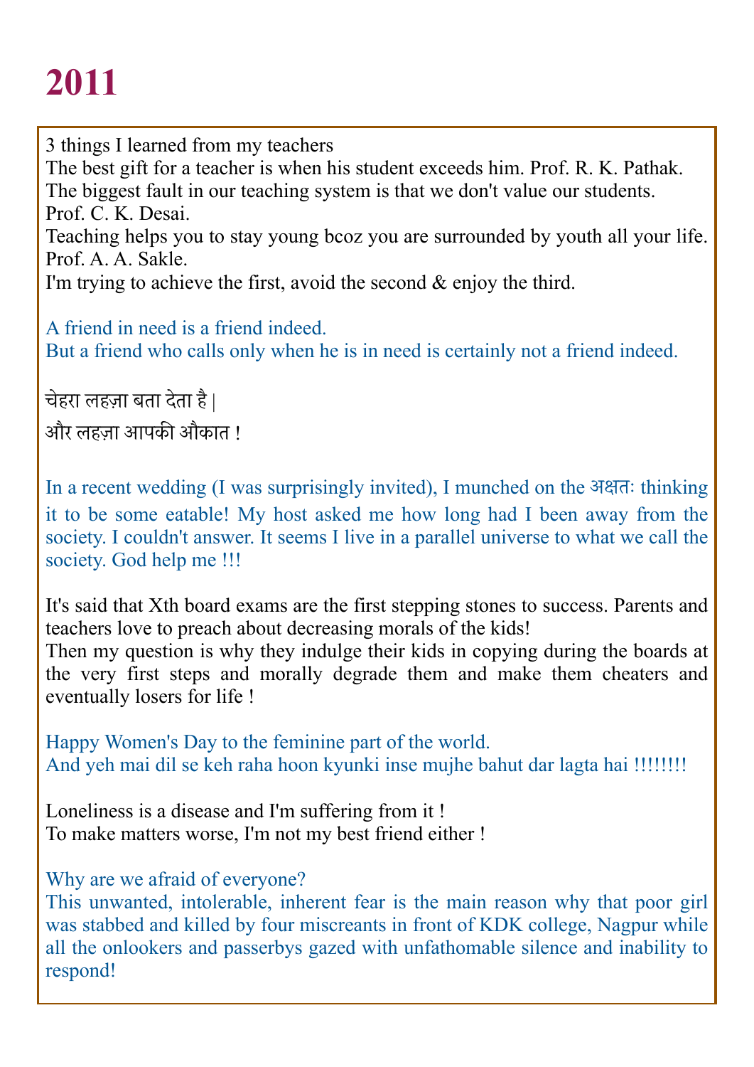# 2011

3 things I learned from my teachers
The best gift for a teacher is when his student exceeds him. Prof. R. K. Pathak.
The biggest fault in our teaching system is that we don't value our students. Prof. C. K. Desai.
Teaching helps you to stay young bcoz you are surrounded by youth all your life. Prof. A. A. Sakle.
I'm trying to achieve the first, avoid the second & enjoy the third.

A friend in need is a friend indeed.
But a friend who calls only when he is in need is certainly not a friend indeed.

चेहरा लहज़ा बता देता है |
और लहज़ा आपकी औकात !

In a recent wedding (I was surprisingly invited), I munched on the अक्षतः thinking it to be some eatable! My host asked me how long had I been away from the society. I couldn't answer. It seems I live in a parallel universe to what we call the society. God help me !!!

It's said that Xth board exams are the first stepping stones to success. Parents and teachers love to preach about decreasing morals of the kids!
Then my question is why they indulge their kids in copying during the boards at the very first steps and morally degrade them and make them cheaters and eventually losers for life !

Happy Women's Day to the feminine part of the world.
And yeh mai dil se keh raha hoon kyunki inse mujhe bahut dar lagta hai !!!!!!!!

Loneliness is a disease and I'm suffering from it !
To make matters worse, I'm not my best friend either !

Why are we afraid of everyone?
This unwanted, intolerable, inherent fear is the main reason why that poor girl was stabbed and killed by four miscreants in front of KDK college, Nagpur while all the onlookers and passerbys gazed with unfathomable silence and inability to respond!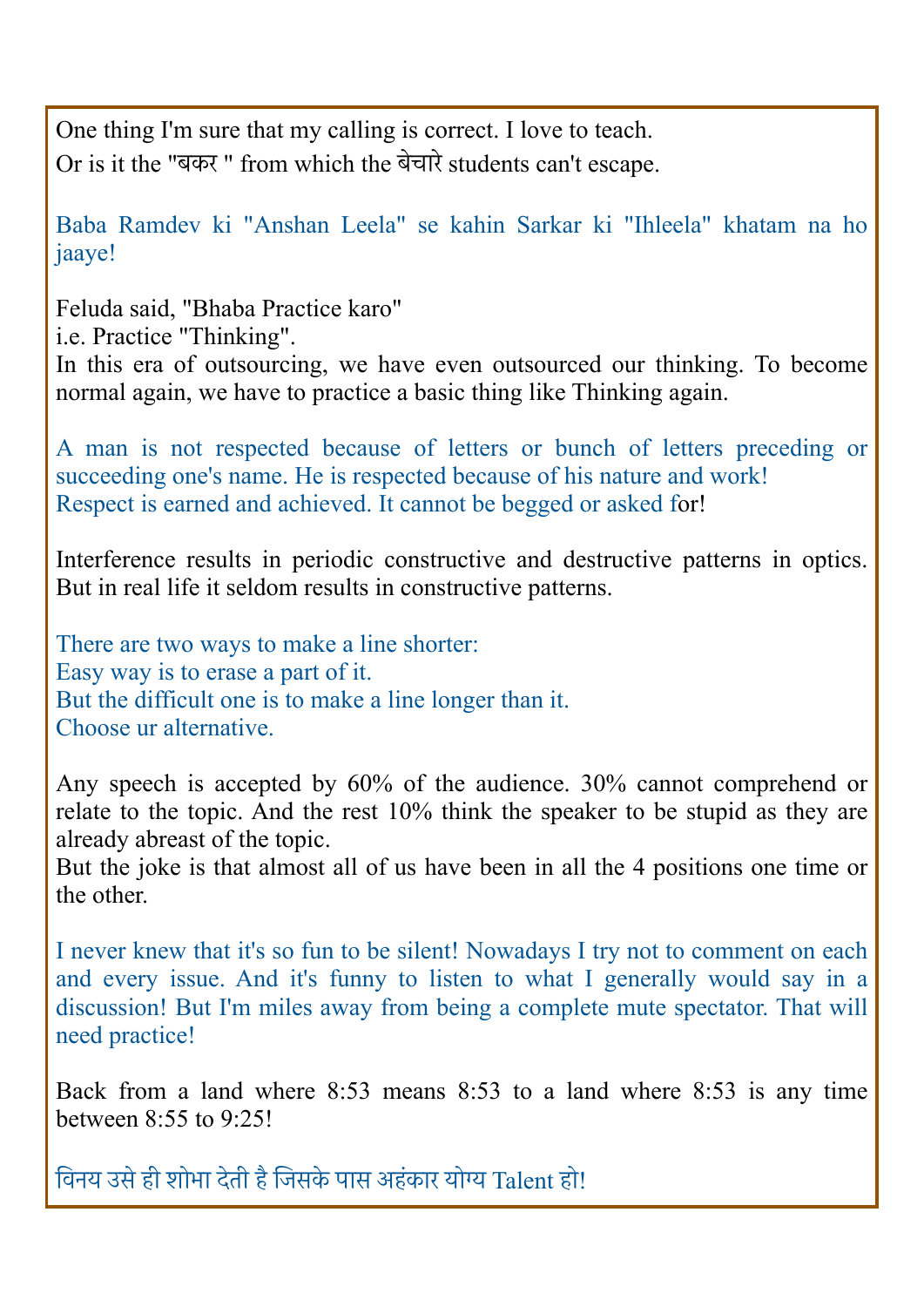One thing I'm sure that my calling is correct. I love to teach.
Or is it the "बकर " from which the बेचारे students can't escape.

Baba Ramdev ki "Anshan Leela" se kahin Sarkar ki "Ihleela" khatam na ho jaaye!

Feluda said, "Bhaba Practice karo"
i.e. Practice "Thinking".
In this era of outsourcing, we have even outsourced our thinking. To become normal again, we have to practice a basic thing like Thinking again.

A man is not respected because of letters or bunch of letters preceding or succeeding one's name. He is respected because of his nature and work!
Respect is earned and achieved. It cannot be begged or asked for!

Interference results in periodic constructive and destructive patterns in optics. But in real life it seldom results in constructive patterns.

There are two ways to make a line shorter:
Easy way is to erase a part of it.
But the difficult one is to make a line longer than it.
Choose ur alternative.

Any speech is accepted by 60% of the audience. 30% cannot comprehend or relate to the topic. And the rest 10% think the speaker to be stupid as they are already abreast of the topic.
But the joke is that almost all of us have been in all the 4 positions one time or the other.

I never knew that it's so fun to be silent! Nowadays I try not to comment on each and every issue. And it's funny to listen to what I generally would say in a discussion! But I'm miles away from being a complete mute spectator. That will need practice!

Back from a land where 8:53 means 8:53 to a land where 8:53 is any time between 8:55 to 9:25!

विनय उसे ही शोभा देती है जिसके पास अहंकार योग्य Talent हो!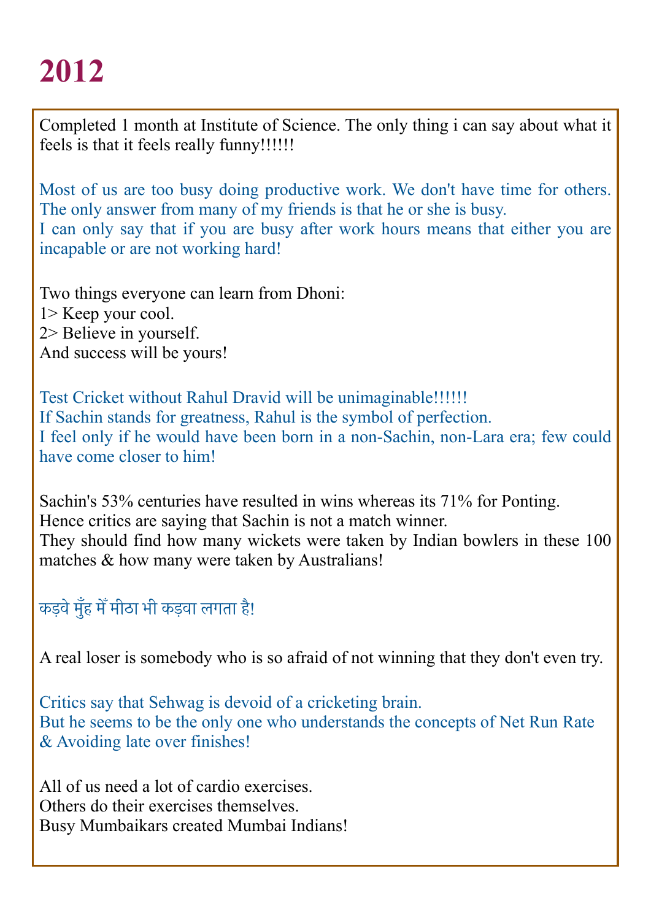# 2012

Completed 1 month at Institute of Science. The only thing i can say about what it feels is that it feels really funny!!!!!!

Most of us are too busy doing productive work. We don't have time for others. The only answer from many of my friends is that he or she is busy.
I can only say that if you are busy after work hours means that either you are incapable or are not working hard!

Two things everyone can learn from Dhoni:
1> Keep your cool.
2> Believe in yourself.
And success will be yours!

Test Cricket without Rahul Dravid will be unimaginable!!!!!!
If Sachin stands for greatness, Rahul is the symbol of perfection.
I feel only if he would have been born in a non-Sachin, non-Lara era; few could have come closer to him!

Sachin's 53% centuries have resulted in wins whereas its 71% for Ponting.
Hence critics are saying that Sachin is not a match winner.
They should find how many wickets were taken by Indian bowlers in these 100 matches & how many were taken by Australians!

कड़वे मुँह में मीठा भी कड़वा लगता है!

A real loser is somebody who is so afraid of not winning that they don't even try.

Critics say that Sehwag is devoid of a cricketing brain.
But he seems to be the only one who understands the concepts of Net Run Rate & Avoiding late over finishes!

All of us need a lot of cardio exercises.
Others do their exercises themselves.
Busy Mumbaikars created Mumbai Indians!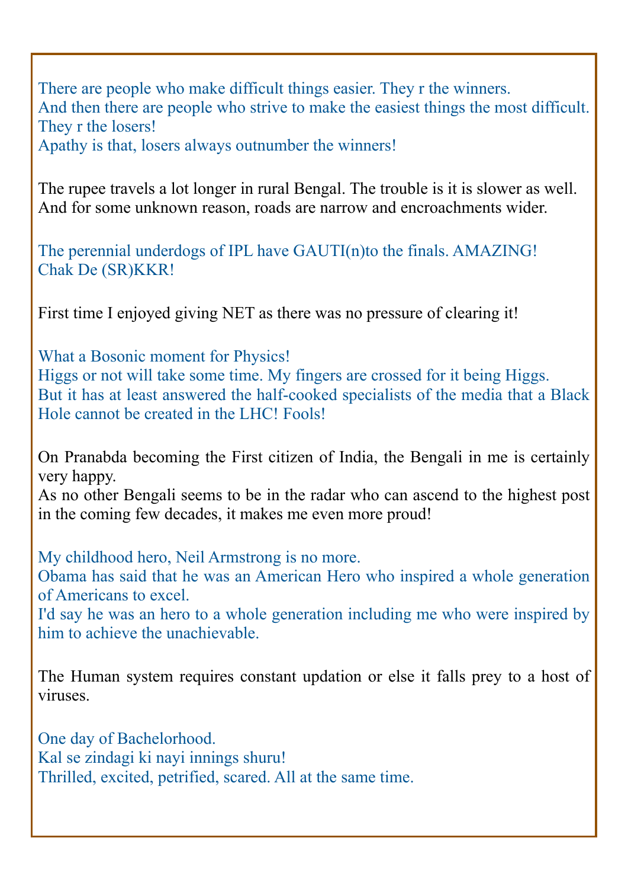There are people who make difficult things easier. They r the winners.
And then there are people who strive to make the easiest things the most difficult. They r the losers!
Apathy is that, losers always outnumber the winners!

The rupee travels a lot longer in rural Bengal. The trouble is it is slower as well.
And for some unknown reason, roads are narrow and encroachments wider.

The perennial underdogs of IPL have GAUTI(n)to the finals. AMAZING!
Chak De (SR)KKR!

First time I enjoyed giving NET as there was no pressure of clearing it!

What a Bosonic moment for Physics!
Higgs or not will take some time. My fingers are crossed for it being Higgs.
But it has at least answered the half-cooked specialists of the media that a Black Hole cannot be created in the LHC! Fools!

On Pranabda becoming the First citizen of India, the Bengali in me is certainly very happy.
As no other Bengali seems to be in the radar who can ascend to the highest post in the coming few decades, it makes me even more proud!

My childhood hero, Neil Armstrong is no more.
Obama has said that he was an American Hero who inspired a whole generation of Americans to excel.
I'd say he was an hero to a whole generation including me who were inspired by him to achieve the unachievable.

The Human system requires constant updation or else it falls prey to a host of viruses.

One day of Bachelorhood.
Kal se zindagi ki nayi innings shuru!
Thrilled, excited, petrified, scared. All at the same time.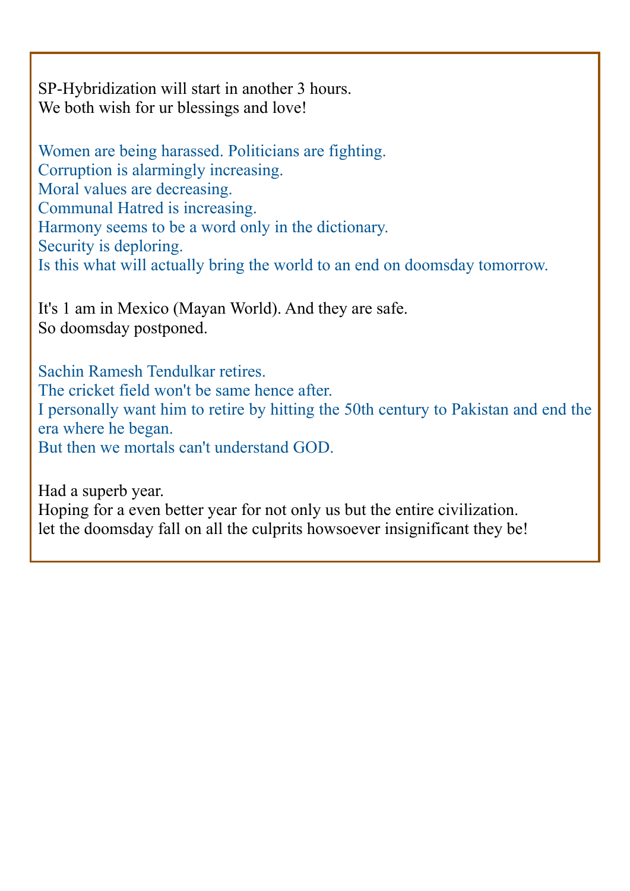SP-Hybridization will start in another 3 hours.
We both wish for ur blessings and love!

Women are being harassed. Politicians are fighting.
Corruption is alarmingly increasing.
Moral values are decreasing.
Communal Hatred is increasing.
Harmony seems to be a word only in the dictionary.
Security is deploring.
Is this what will actually bring the world to an end on doomsday tomorrow.

It's 1 am in Mexico (Mayan World). And they are safe.
So doomsday postponed.

Sachin Ramesh Tendulkar retires.
The cricket field won't be same hence after.
I personally want him to retire by hitting the 50th century to Pakistan and end the era where he began.
But then we mortals can't understand GOD.

Had a superb year.
Hoping for a even better year for not only us but the entire civilization.
let the doomsday fall on all the culprits howsoever insignificant they be!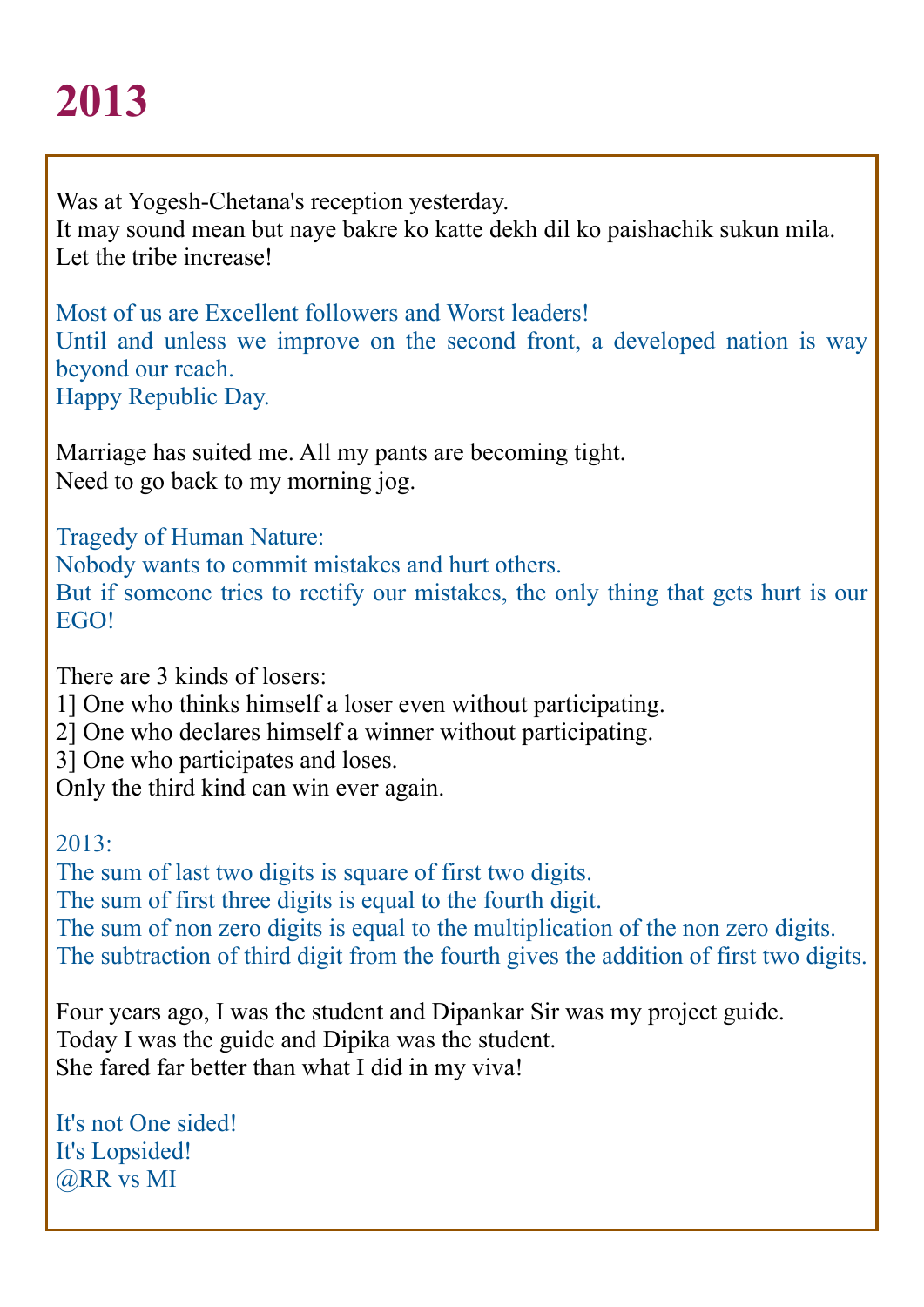# 2013

Was at Yogesh-Chetana's reception yesterday.
It may sound mean but naye bakre ko katte dekh dil ko paishachik sukun mila.
Let the tribe increase!

Most of us are Excellent followers and Worst leaders!
Until and unless we improve on the second front, a developed nation is way beyond our reach.
Happy Republic Day.

Marriage has suited me. All my pants are becoming tight.
Need to go back to my morning jog.

Tragedy of Human Nature:
Nobody wants to commit mistakes and hurt others.
But if someone tries to rectify our mistakes, the only thing that gets hurt is our EGO!

There are 3 kinds of losers:
1] One who thinks himself a loser even without participating.
2] One who declares himself a winner without participating.
3] One who participates and loses.
Only the third kind can win ever again.

2013:
The sum of last two digits is square of first two digits.
The sum of first three digits is equal to the fourth digit.
The sum of non zero digits is equal to the multiplication of the non zero digits.
The subtraction of third digit from the fourth gives the addition of first two digits.

Four years ago, I was the student and Dipankar Sir was my project guide.
Today I was the guide and Dipika was the student.
She fared far better than what I did in my viva!

It's not One sided!
It's Lopsided!
@RR vs MI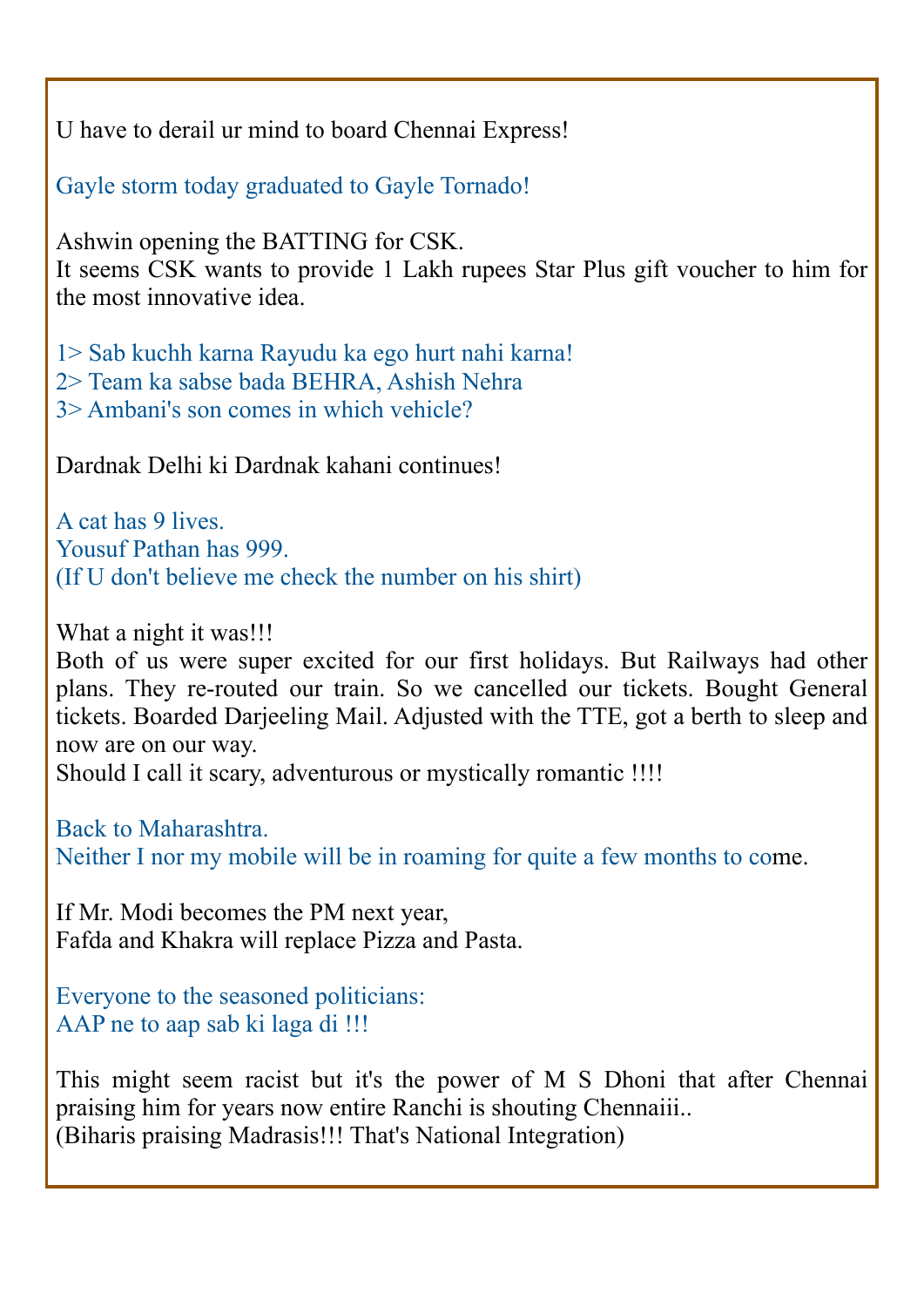U have to derail ur mind to board Chennai Express!

Gayle storm today graduated to Gayle Tornado!

Ashwin opening the BATTING for CSK.
It seems CSK wants to provide 1 Lakh rupees Star Plus gift voucher to him for the most innovative idea.

1> Sab kuchh karna Rayudu ka ego hurt nahi karna!
2> Team ka sabse bada BEHRA, Ashish Nehra
3> Ambani's son comes in which vehicle?

Dardnak Delhi ki Dardnak kahani continues!

A cat has 9 lives.
Yousuf Pathan has 999.
(If U don't believe me check the number on his shirt)

What a night it was!!!
Both of us were super excited for our first holidays. But Railways had other plans. They re-routed our train. So we cancelled our tickets. Bought General tickets. Boarded Darjeeling Mail. Adjusted with the TTE, got a berth to sleep and now are on our way.
Should I call it scary, adventurous or mystically romantic !!!!

Back to Maharashtra.
Neither I nor my mobile will be in roaming for quite a few months to come.

If Mr. Modi becomes the PM next year,
Fafda and Khakra will replace Pizza and Pasta.

Everyone to the seasoned politicians:
AAP ne to aap sab ki laga di !!!

This might seem racist but it's the power of M S Dhoni that after Chennai praising him for years now entire Ranchi is shouting Chennaiii..
(Biharis praising Madrasis!!! That's National Integration)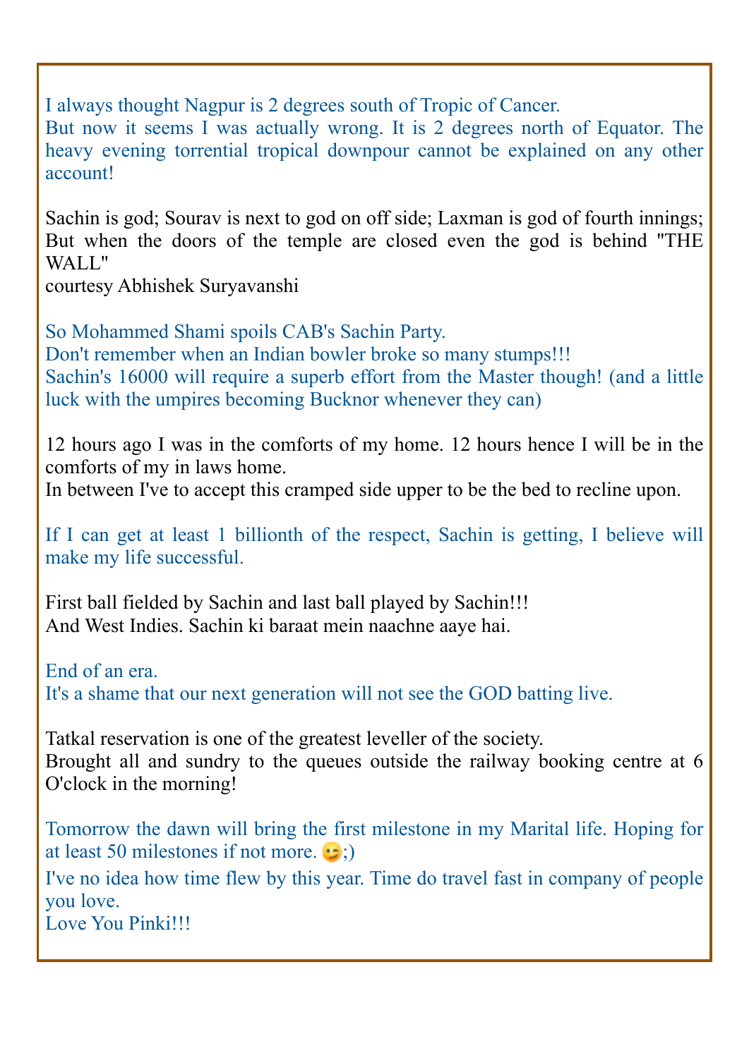I always thought Nagpur is 2 degrees south of Tropic of Cancer.
But now it seems I was actually wrong. It is 2 degrees north of Equator. The heavy evening torrential tropical downpour cannot be explained on any other account!

Sachin is god; Sourav is next to god on off side; Laxman is god of fourth innings; But when the doors of the temple are closed even the god is behind "THE WALL"
courtesy Abhishek Suryavanshi

So Mohammed Shami spoils CAB's Sachin Party.
Don't remember when an Indian bowler broke so many stumps!!!
Sachin's 16000 will require a superb effort from the Master though! (and a little luck with the umpires becoming Bucknor whenever they can)

12 hours ago I was in the comforts of my home. 12 hours hence I will be in the comforts of my in laws home.
In between I've to accept this cramped side upper to be the bed to recline upon.

If I can get at least 1 billionth of the respect, Sachin is getting, I believe will make my life successful.

First ball fielded by Sachin and last ball played by Sachin!!!
And West Indies. Sachin ki baraat mein naachne aaye hai.

End of an era.
It's a shame that our next generation will not see the GOD batting live.

Tatkal reservation is one of the greatest leveller of the society.
Brought all and sundry to the queues outside the railway booking centre at 6 O'clock in the morning!

Tomorrow the dawn will bring the first milestone in my Marital life. Hoping for at least 50 milestones if not more. 😉;)
I've no idea how time flew by this year. Time do travel fast in company of people you love.
Love You Pinki!!!